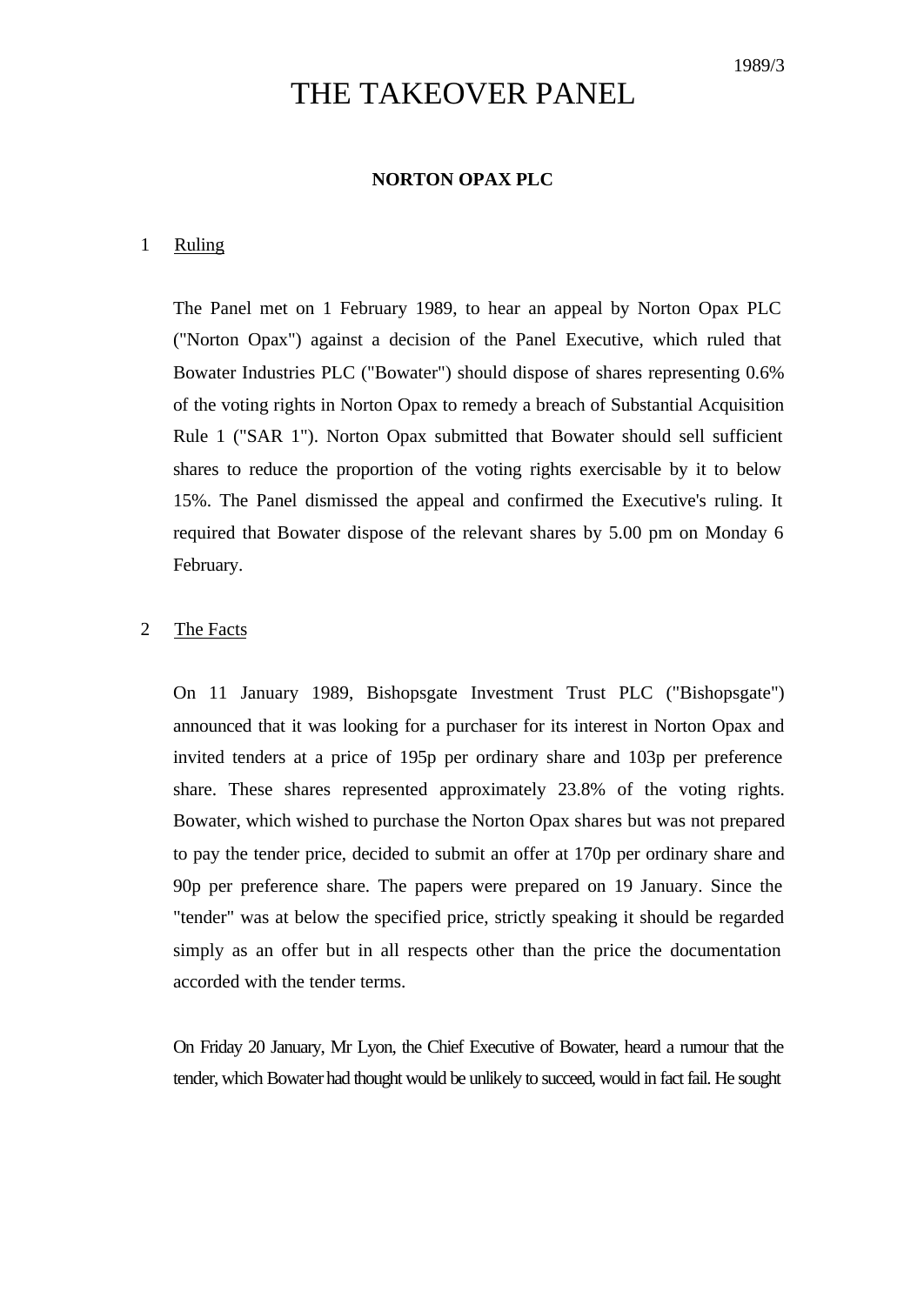1989/3

# THE TAKEOVER PANEL

## NORTON OPAX PLC

### 1 Ruling

The Panel met on 1 February 1989, to hear an appeal by Norton Opax PLC ("Norton Opax") against a decision of the Panel Executive, which ruled that Bowater Industries PLC ("Bowater") should dispose of shares representing 0.6% of the voting rights in Norton Opax to remedy a breach of Substantial Acquisition Rule 1 ("SAR 1"). Norton Opax submitted that Bowater should sell sufficient shares to reduce the proportion of the voting rights exercisable by it to below 15%. The Panel dismissed the appeal and confirmed the Executive's ruling. It required that Bowater dispose of the relevant shares by 5.00 pm on Monday 6 February.

### 2 The Facts

On 11 January 1989, Bishopsgate Investment Trust PLC ("Bishopsgate") announced that it was looking for a purchaser for its interest in Norton Opax and invited tenders at a price of 195p per ordinary share and 103p per preference share. These shares represented approximately 23.8% of the voting rights. Bowater, which wished to purchase the Norton Opax shares but was not prepared to pay the tender price, decided to submit an offer at 170p per ordinary share and 90p per preference share. The papers were prepared on 19 January. Since the "tender" was at below the specified price, strictly speaking it should be regarded simply as an offer but in all respects other than the price the documentation accorded with the tender terms.

On Friday 20 January, Mr Lyon, the Chief Executive of Bowater, heard a rumour that the tender, which Bowater had thought would be unlikely to succeed, would in fact fail. He sought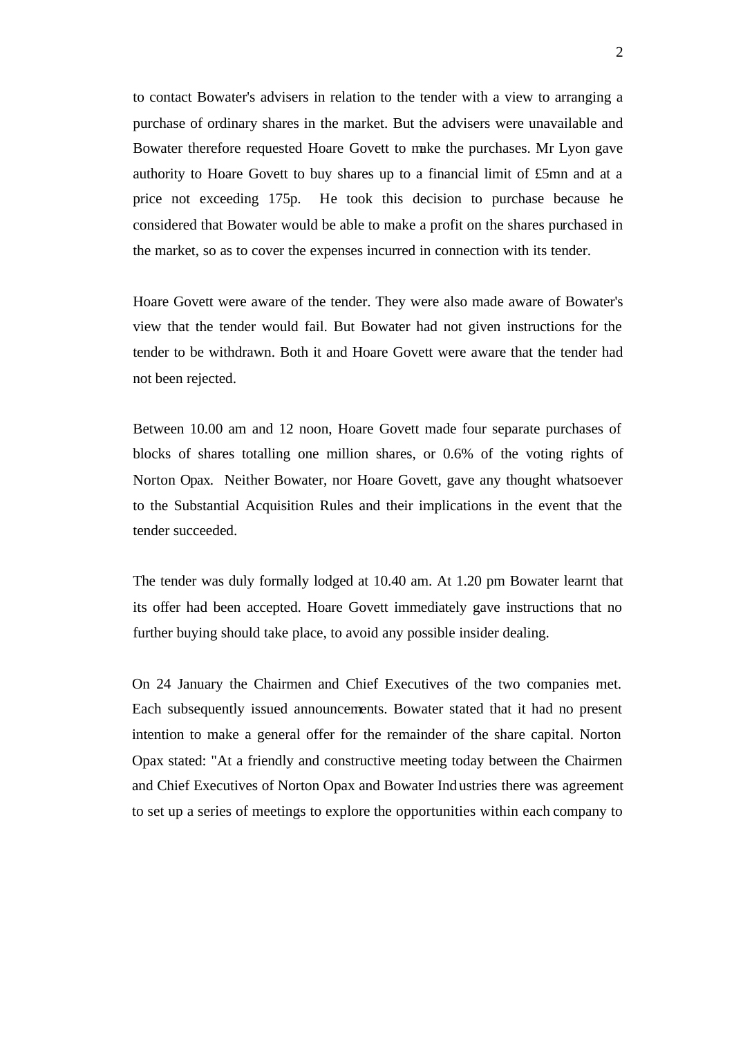to contact Bowater's advisers in relation to the tender with a view to arranging a purchase of ordinary shares in the market. But the advisers were unavailable and Bowater therefore requested Hoare Govett to make the purchases. Mr Lyon gave authority to Hoare Govett to buy shares up to a financial limit of £5mn and at a price not exceeding 175p. He took this decision to purchase because he considered that Bowater would be able to make a profit on the shares purchased in the market, so as to cover the expenses incurred in connection with its tender.

Hoare Govett were aware of the tender. They were also made aware of Bowater's view that the tender would fail. But Bowater had not given instructions for the tender to be withdrawn. Both it and Hoare Govett were aware that the tender had not been rejected.

Between 10.00 am and 12 noon, Hoare Govett made four separate purchases of blocks of shares totalling one million shares, or 0.6% of the voting rights of Norton Opax. Neither Bowater, nor Hoare Govett, gave any thought whatsoever to the Substantial Acquisition Rules and their implications in the event that the tender succeeded.

The tender was duly formally lodged at 10.40 am. At 1.20 pm Bowater learnt that its offer had been accepted. Hoare Govett immediately gave instructions that no further buying should take place, to avoid any possible insider dealing.

On 24 January the Chairmen and Chief Executives of the two companies met. Each subsequently issued announcements. Bowater stated that it had no present intention to make a general offer for the remainder of the share capital. Norton Opax stated: "At a friendly and constructive meeting today between the Chairmen and Chief Executives of Norton Opax and Bowater Industries there was agreement to set up a series of meetings to explore the opportunities within each company to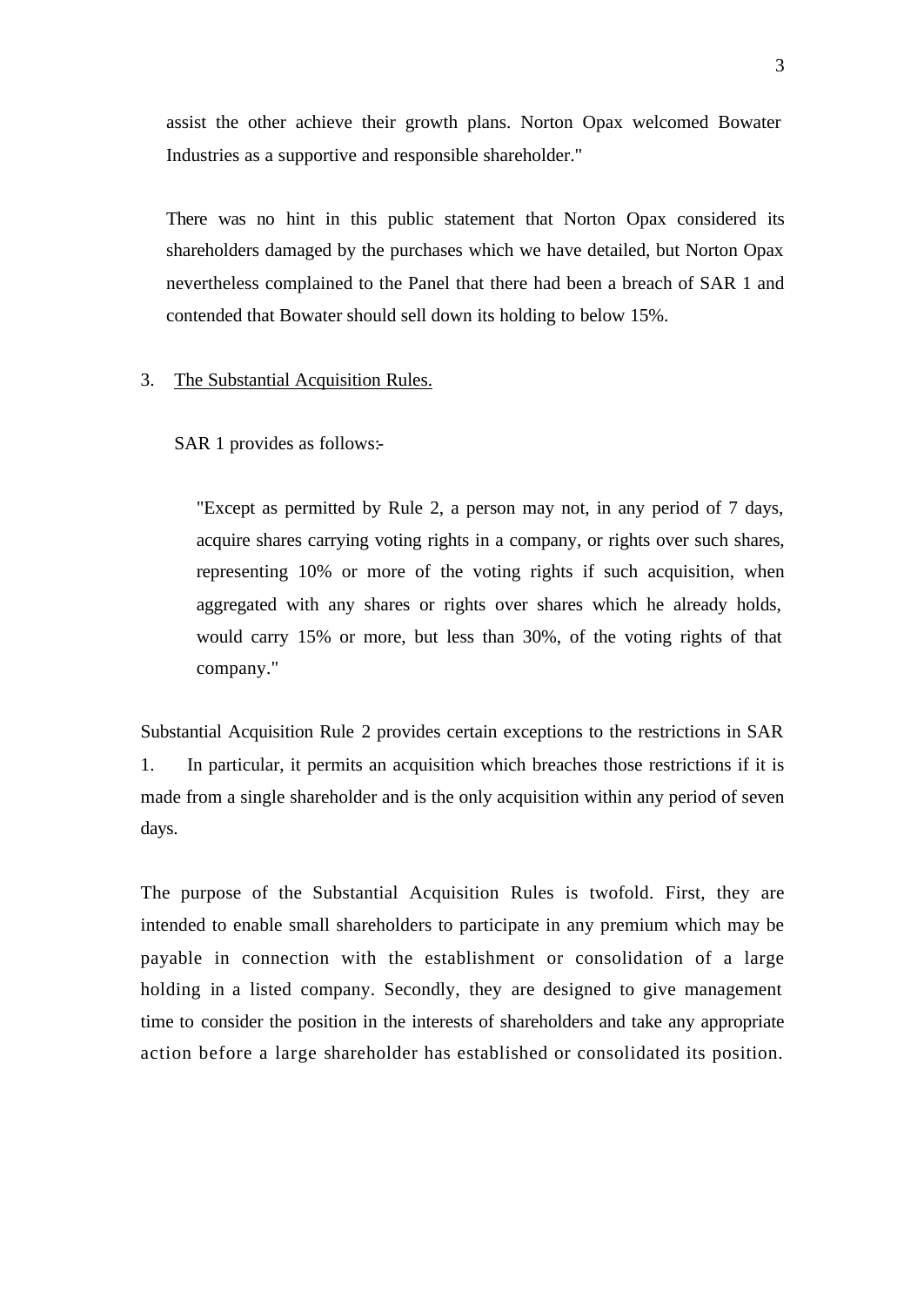assist the other achieve their growth plans. Norton Opax welcomed Bowater Industries as a supportive and responsible shareholder."

There was no hint in this public statement that Norton Opax considered its shareholders damaged by the purchases which we have detailed, but Norton Opax nevertheless complained to the Panel that there had been a breach of SAR 1 and contended that Bowater should sell down its holding to below 15%.

3. <u>The Substantial Acquisition Rules.</u>

SAR 1 provides as follows:-

> "Except as permitted by Rule 2, a person may not, in any period of 7 days, acquire shares carrying voting rights in a company, or rights over such shares, representing 10% or more of the voting rights if such acquisition, when aggregated with any shares or rights over shares which he already holds, would carry 15% or more, but less than 30%, of the voting rights of that company."

Substantial Acquisition Rule 2 provides certain exceptions to the restrictions in SAR 1. In particular, it permits an acquisition which breaches those restrictions if it is made from a single shareholder and is the only acquisition within any period of seven days.

The purpose of the Substantial Acquisition Rules is twofold. First, they are intended to enable small shareholders to participate in any premium which may be payable in connection with the establishment or consolidation of a large holding in a listed company. Secondly, they are designed to give management time to consider the position in the interests of shareholders and take any appropriate action before a large shareholder has established or consolidated its position.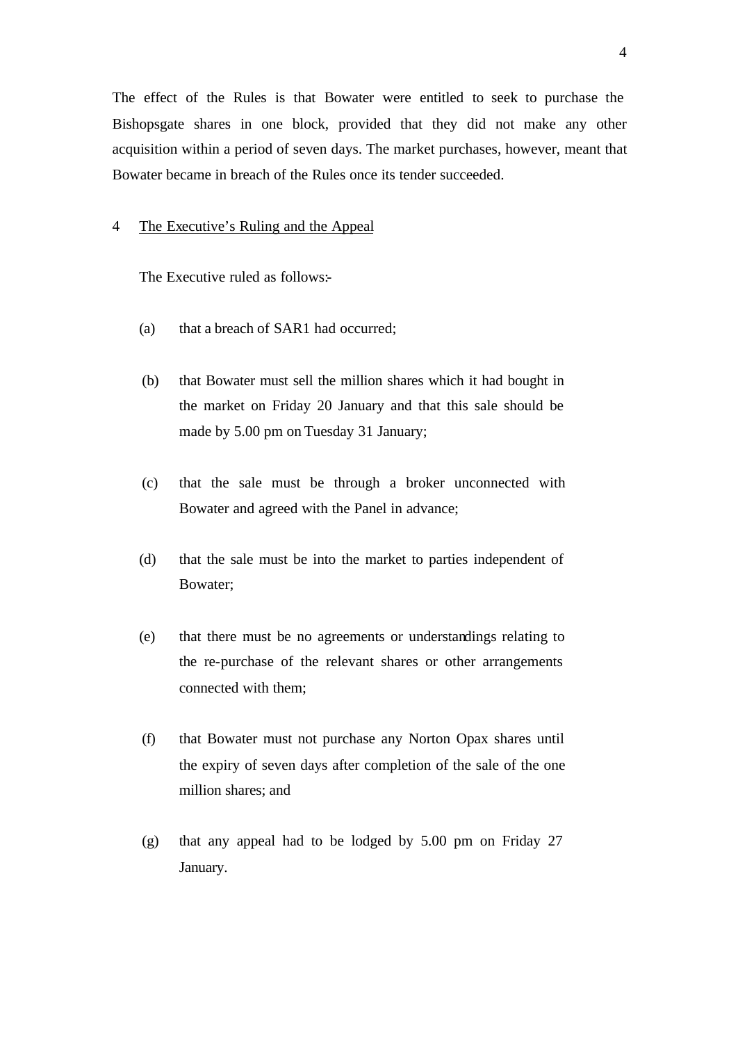The effect of the Rules is that Bowater were entitled to seek to purchase the Bishopsgate shares in one block, provided that they did not make any other acquisition within a period of seven days. The market purchases, however, meant that Bowater became in breach of the Rules once its tender succeeded.

## 4 The Executive's Ruling and the Appeal

The Executive ruled as follows:-

(a) that a breach of SAR1 had occurred;

(b) that Bowater must sell the million shares which it had bought in the market on Friday 20 January and that this sale should be made by 5.00 pm on Tuesday 31 January;

(c) that the sale must be through a broker unconnected with Bowater and agreed with the Panel in advance;

(d) that the sale must be into the market to parties independent of Bowater;

(e) that there must be no agreements or understandings relating to the re-purchase of the relevant shares or other arrangements connected with them;

(f) that Bowater must not purchase any Norton Opax shares until the expiry of seven days after completion of the sale of the one million shares; and

(g) that any appeal had to be lodged by 5.00 pm on Friday 27 January.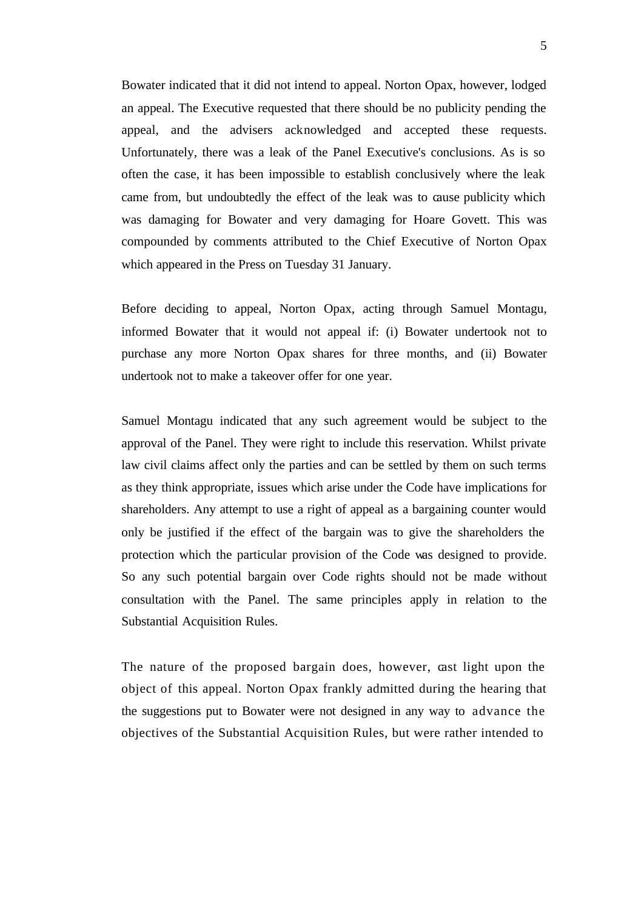Bowater indicated that it did not intend to appeal. Norton Opax, however, lodged an appeal. The Executive requested that there should be no publicity pending the appeal, and the advisers acknowledged and accepted these requests. Unfortunately, there was a leak of the Panel Executive's conclusions. As is so often the case, it has been impossible to establish conclusively where the leak came from, but undoubtedly the effect of the leak was to cause publicity which was damaging for Bowater and very damaging for Hoare Govett. This was compounded by comments attributed to the Chief Executive of Norton Opax which appeared in the Press on Tuesday 31 January.

Before deciding to appeal, Norton Opax, acting through Samuel Montagu, informed Bowater that it would not appeal if: (i) Bowater undertook not to purchase any more Norton Opax shares for three months, and (ii) Bowater undertook not to make a takeover offer for one year.

Samuel Montagu indicated that any such agreement would be subject to the approval of the Panel. They were right to include this reservation. Whilst private law civil claims affect only the parties and can be settled by them on such terms as they think appropriate, issues which arise under the Code have implications for shareholders. Any attempt to use a right of appeal as a bargaining counter would only be justified if the effect of the bargain was to give the shareholders the protection which the particular provision of the Code was designed to provide. So any such potential bargain over Code rights should not be made without consultation with the Panel. The same principles apply in relation to the Substantial Acquisition Rules.

The nature of the proposed bargain does, however, cast light upon the object of this appeal. Norton Opax frankly admitted during the hearing that the suggestions put to Bowater were not designed in any way to advance the objectives of the Substantial Acquisition Rules, but were rather intended to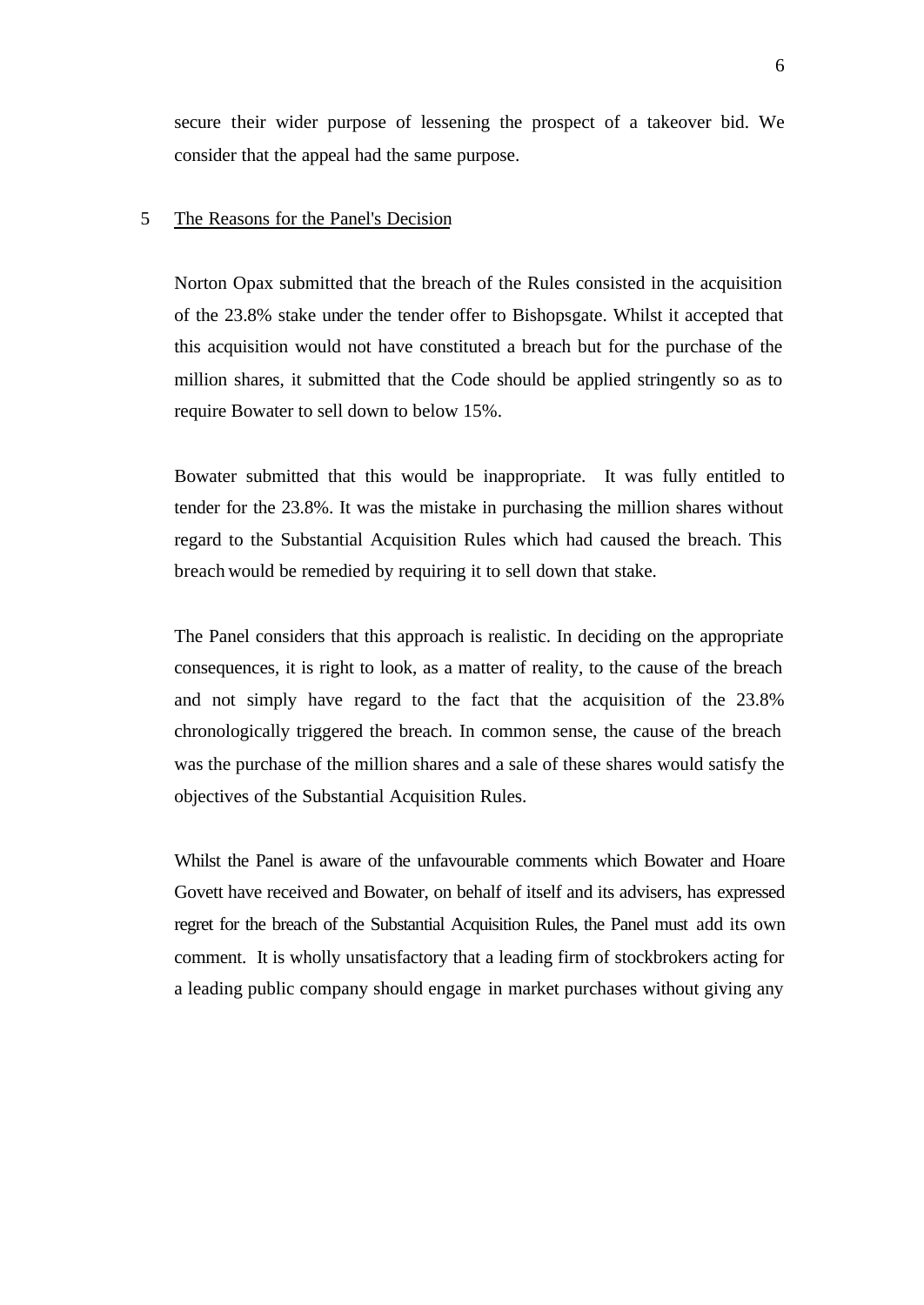secure their wider purpose of lessening the prospect of a takeover bid. We consider that the appeal had the same purpose.

## 5 The Reasons for the Panel's Decision

Norton Opax submitted that the breach of the Rules consisted in the acquisition of the 23.8% stake under the tender offer to Bishopsgate. Whilst it accepted that this acquisition would not have constituted a breach but for the purchase of the million shares, it submitted that the Code should be applied stringently so as to require Bowater to sell down to below 15%.

Bowater submitted that this would be inappropriate. It was fully entitled to tender for the 23.8%. It was the mistake in purchasing the million shares without regard to the Substantial Acquisition Rules which had caused the breach. This breach would be remedied by requiring it to sell down that stake.

The Panel considers that this approach is realistic. In deciding on the appropriate consequences, it is right to look, as a matter of reality, to the cause of the breach and not simply have regard to the fact that the acquisition of the 23.8% chronologically triggered the breach. In common sense, the cause of the breach was the purchase of the million shares and a sale of these shares would satisfy the objectives of the Substantial Acquisition Rules.

Whilst the Panel is aware of the unfavourable comments which Bowater and Hoare Govett have received and Bowater, on behalf of itself and its advisers, has expressed regret for the breach of the Substantial Acquisition Rules, the Panel must add its own comment. It is wholly unsatisfactory that a leading firm of stockbrokers acting for a leading public company should engage in market purchases without giving any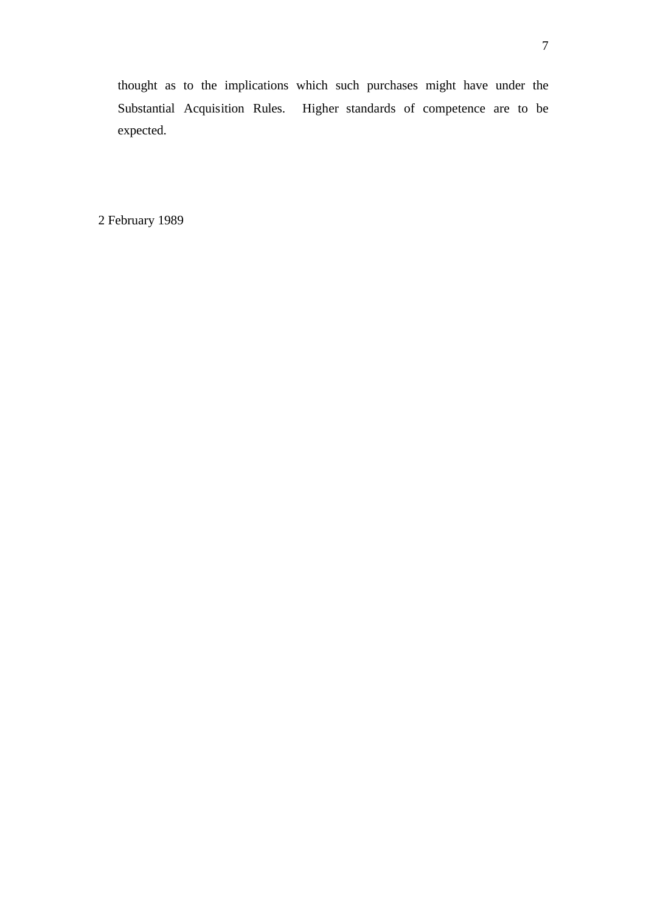thought as to the implications which such purchases might have under the Substantial Acquisition Rules. Higher standards of competence are to be expected.

2 February 1989